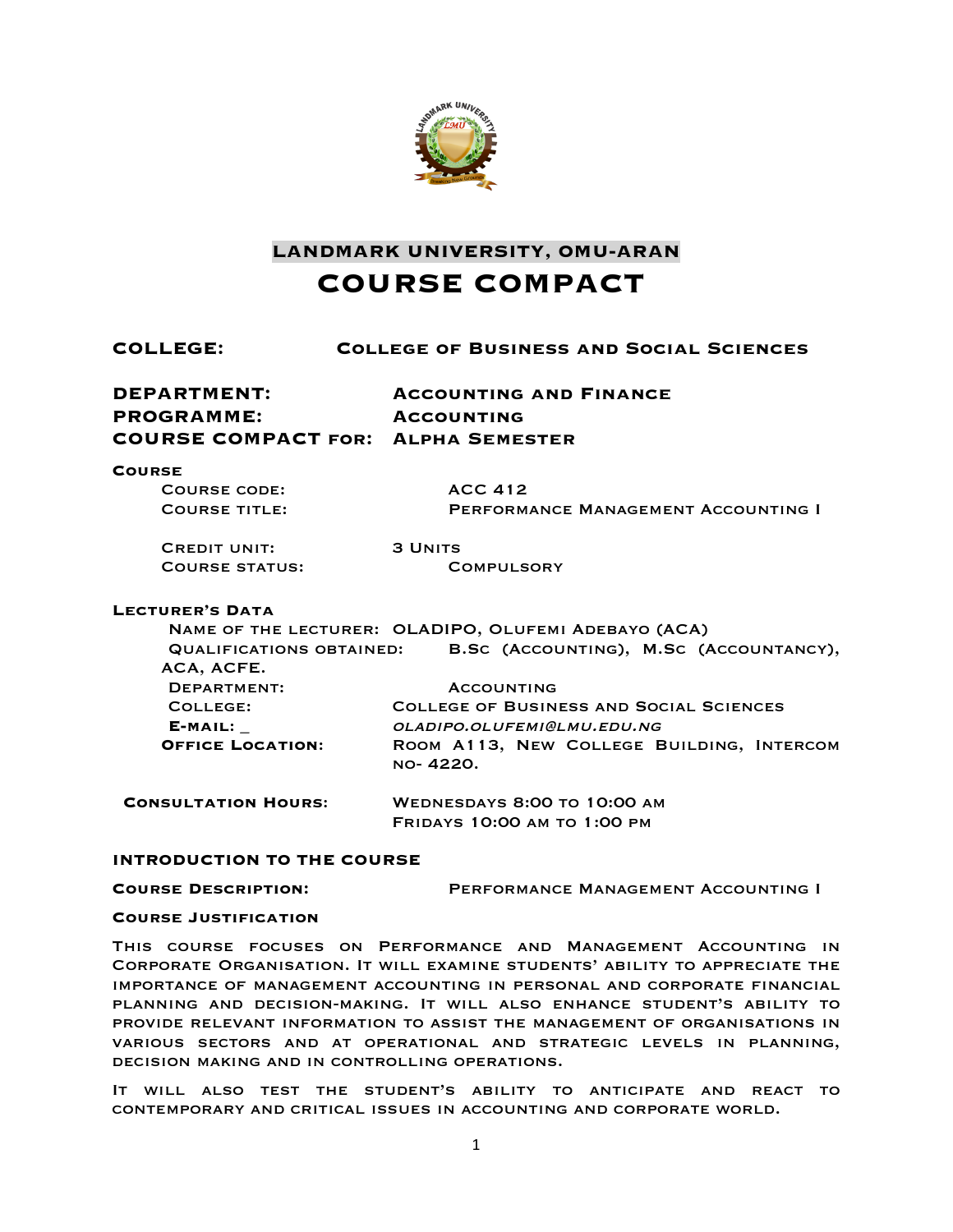# LANDMARK UNIVERSITY, OMU-ARAN

# COURSE COMPACT

**COLLEGE:** College of Business and Social Sciences

**DEPARTMENT:** Accounting and Finance
**PROGRAMME:** Accounting
**COURSE COMPACT FOR:** Alpha Semester

**Course**

Course code: ACC 412
Course title: Performance Management Accounting I

Credit unit: 3 Units
Course status: Compulsory

**Lecturer's Data**

Name of the lecturer: OLADIPO, Olufemi Adebayo (ACA)
Qualifications obtained: B.Sc (Accounting), M.Sc (Accountancy), ACA, ACFE.
Department: Accounting
College: College of Business and Social Sciences
**E-mail:** _ *oladipo.olufemi@lmu.edu.ng*
**Office Location:** Room A113, New College Building, Intercom no- 4220.

**Consultation Hours:** Wednesdays 8:00 to 10:00 am
Fridays 10:00 am to 1:00 pm

## INTRODUCTION TO THE COURSE

**Course Description:** Performance Management Accounting I

**Course Justification**

This course focuses on Performance and Management Accounting in Corporate Organisation. It will examine students' ability to appreciate the importance of management accounting in personal and corporate financial planning and decision-making. It will also enhance student's ability to provide relevant information to assist the management of organisations in various sectors and at operational and strategic levels in planning, decision making and in controlling operations.

It will also test the student's ability to anticipate and react to contemporary and critical issues in accounting and corporate world.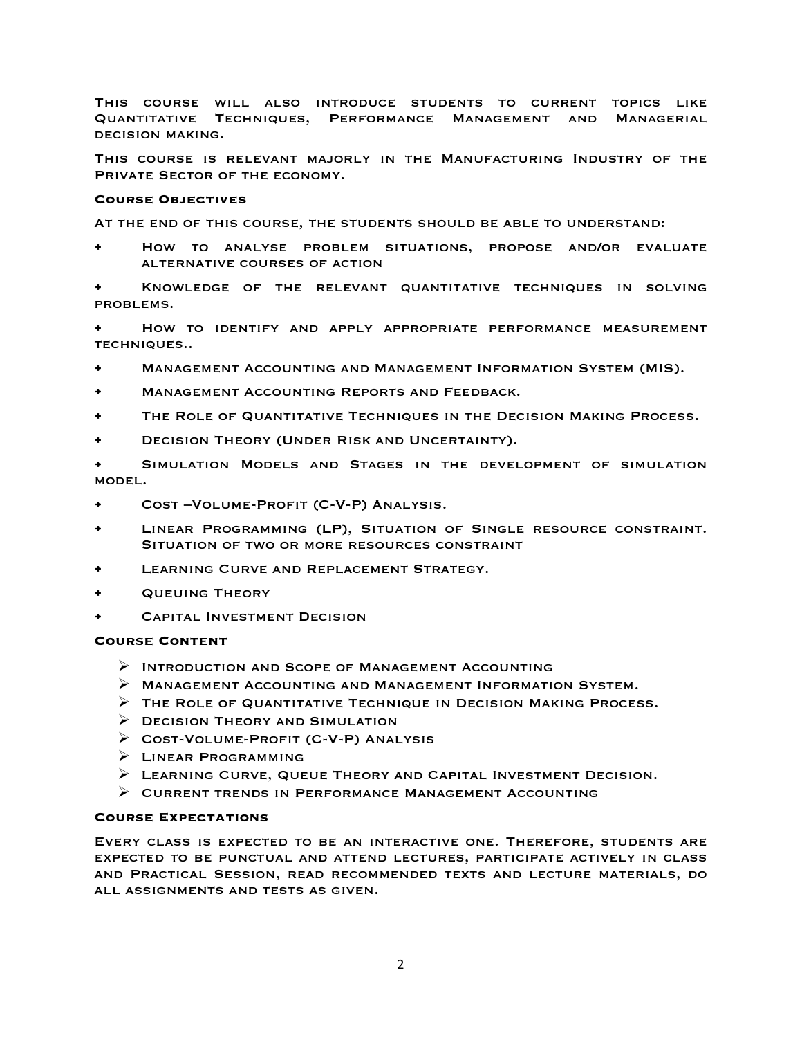This course will also introduce students to current topics like Quantitative Techniques, Performance Management and Managerial decision making.

This course is relevant majorly in the Manufacturing Industry of the Private Sector of the economy.

**Course Objectives**

At the end of this course, the students should be able to understand:

- How to analyse problem situations, propose and/or evaluate alternative courses of action
- Knowledge of the relevant quantitative techniques in solving problems.
- How to identify and apply appropriate performance measurement techniques..
- Management Accounting and Management Information System (MIS).
- Management Accounting Reports and Feedback.
- The Role of Quantitative Techniques in the Decision Making Process.
- Decision Theory (Under Risk and Uncertainty).
- Simulation Models and Stages in the development of simulation model.
- Cost –Volume-Profit (C-V-P) Analysis.
- Linear Programming (LP), Situation of Single resource constraint. Situation of two or more resources constraint
- Learning Curve and Replacement Strategy.
- Queuing Theory
- Capital Investment Decision

**Course Content**

- Introduction and Scope of Management Accounting
- Management Accounting and Management Information System.
- The Role of Quantitative Technique in Decision Making Process.
- Decision Theory and Simulation
- Cost-Volume-Profit (C-V-P) Analysis
- Linear Programming
- Learning Curve, Queue Theory and Capital Investment Decision.
- Current trends in Performance Management Accounting

**Course Expectations**

Every class is expected to be an interactive one. Therefore, students are expected to be punctual and attend lectures, participate actively in class and Practical Session, read recommended texts and lecture materials, do all assignments and tests as given.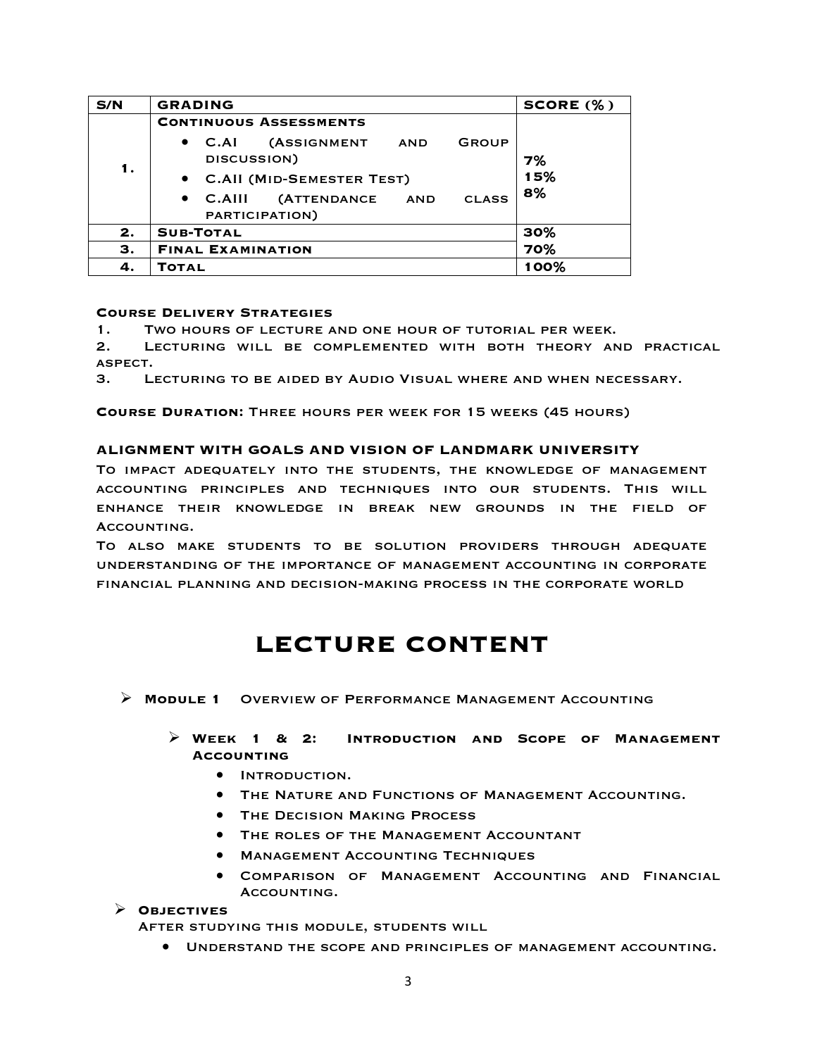| S/N | GRADING | SCORE (%) |
|---|---|---|
| 1. | **CONTINUOUS ASSESSMENTS**<br>• C.AI (ASSIGNMENT AND GROUP DISCUSSION)<br>• C.AII (MID-SEMESTER TEST)<br>• C.AIII (ATTENDANCE AND CLASS PARTICIPATION) | 7%<br>15%<br>8% |
| 2. | **SUB-TOTAL** | 30% |
| 3. | **FINAL EXAMINATION** | 70% |
| 4. | **TOTAL** | 100% |

**COURSE DELIVERY STRATEGIES**

1. TWO HOURS OF LECTURE AND ONE HOUR OF TUTORIAL PER WEEK.
2. LECTURING WILL BE COMPLEMENTED WITH BOTH THEORY AND PRACTICAL ASPECT.
3. LECTURING TO BE AIDED BY AUDIO VISUAL WHERE AND WHEN NECESSARY.

**COURSE DURATION:** THREE HOURS PER WEEK FOR 15 WEEKS (45 HOURS)

**ALIGNMENT WITH GOALS AND VISION OF LANDMARK UNIVERSITY**

TO IMPACT ADEQUATELY INTO THE STUDENTS, THE KNOWLEDGE OF MANAGEMENT ACCOUNTING PRINCIPLES AND TECHNIQUES INTO OUR STUDENTS. THIS WILL ENHANCE THEIR KNOWLEDGE IN BREAK NEW GROUNDS IN THE FIELD OF ACCOUNTING.

TO ALSO MAKE STUDENTS TO BE SOLUTION PROVIDERS THROUGH ADEQUATE UNDERSTANDING OF THE IMPORTANCE OF MANAGEMENT ACCOUNTING IN CORPORATE FINANCIAL PLANNING AND DECISION-MAKING PROCESS IN THE CORPORATE WORLD

# LECTURE CONTENT

- **MODULE 1** OVERVIEW OF PERFORMANCE MANAGEMENT ACCOUNTING
  - **WEEK 1 & 2: INTRODUCTION AND SCOPE OF MANAGEMENT ACCOUNTING**
    - INTRODUCTION.
    - THE NATURE AND FUNCTIONS OF MANAGEMENT ACCOUNTING.
    - THE DECISION MAKING PROCESS
    - THE ROLES OF THE MANAGEMENT ACCOUNTANT
    - MANAGEMENT ACCOUNTING TECHNIQUES
    - COMPARISON OF MANAGEMENT ACCOUNTING AND FINANCIAL ACCOUNTING.
- **OBJECTIVES**

  AFTER STUDYING THIS MODULE, STUDENTS WILL
  - UNDERSTAND THE SCOPE AND PRINCIPLES OF MANAGEMENT ACCOUNTING.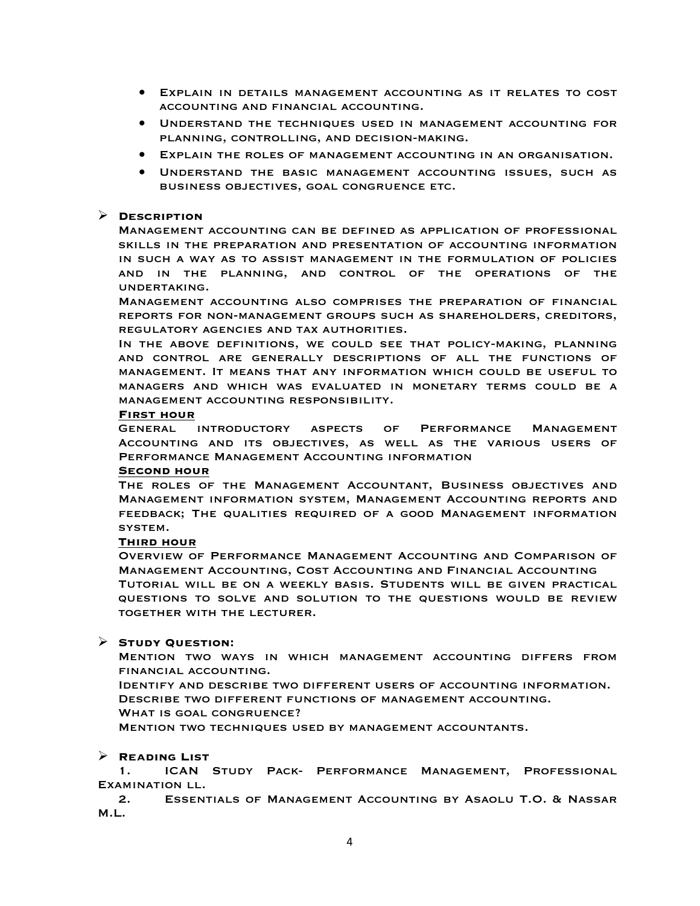- Explain in details management accounting as it relates to cost accounting and financial accounting.
- Understand the techniques used in management accounting for planning, controlling, and decision-making.
- Explain the roles of management accounting in an organisation.
- Understand the basic management accounting issues, such as business objectives, goal congruence etc.

## Description

Management accounting can be defined as application of professional skills in the preparation and presentation of accounting information in such a way as to assist management in the formulation of policies and in the planning, and control of the operations of the undertaking.

Management accounting also comprises the preparation of financial reports for non-management groups such as shareholders, creditors, regulatory agencies and tax authorities.

In the above definitions, we could see that policy-making, planning and control are generally descriptions of all the functions of management. It means that any information which could be useful to managers and which was evaluated in monetary terms could be a management accounting responsibility.

**First hour**

General introductory aspects of Performance Management Accounting and its objectives, as well as the various users of Performance Management Accounting information

**Second hour**

The roles of the Management Accountant, Business objectives and Management information system, Management Accounting reports and feedback; The qualities required of a good Management information system.

**Third hour**

Overview of Performance Management Accounting and Comparison of Management Accounting, Cost Accounting and Financial Accounting

Tutorial will be on a weekly basis. Students will be given practical questions to solve and solution to the questions would be review together with the lecturer.

## Study Question:

Mention two ways in which management accounting differs from financial accounting.

Identify and describe two different users of accounting information.

Describe two different functions of management accounting.

What is goal congruence?

Mention two techniques used by management accountants.

## Reading List

1. ICAN Study Pack- Performance Management, Professional Examination ll.
2. Essentials of Management Accounting by Asaolu T.O. & Nassar M.L.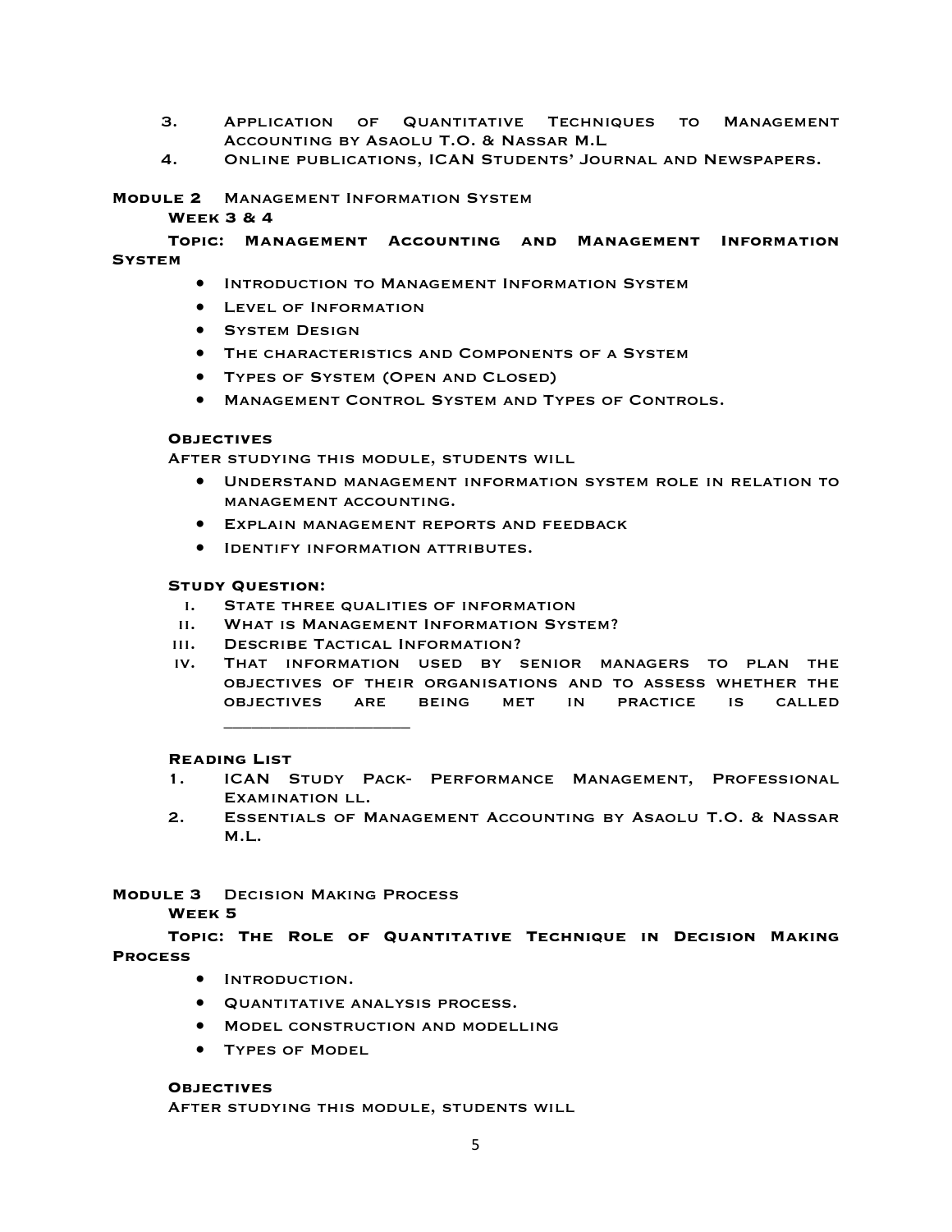3. Application of Quantitative Techniques to Management Accounting by Asaolu T.O. & Nassar M.L
4. Online publications, ICAN Students' Journal and Newspapers.

## Module 2 Management Information System

**Week 3 & 4**

**Topic: Management Accounting and Management Information System**

- Introduction to Management Information System
- Level of Information
- System Design
- The characteristics and Components of a System
- Types of System (Open and Closed)
- Management Control System and Types of Controls.

**Objectives**

After studying this module, students will

- Understand management information system role in relation to management accounting.
- Explain management reports and feedback
- Identify information attributes.

**Study Question:**

i. State three qualities of information
ii. What is Management Information System?
iii. Describe Tactical Information?
iv. That information used by senior managers to plan the objectives of their organisations and to assess whether the objectives are being met in practice is called ___________________

**Reading List**

1. ICAN Study Pack- Performance Management, Professional Examination ll.
2. Essentials of Management Accounting by Asaolu T.O. & Nassar M.L.

## Module 3 Decision Making Process

**Week 5**

**Topic: The Role of Quantitative Technique in Decision Making Process**

- Introduction.
- Quantitative analysis process.
- Model construction and modelling
- Types of Model

**Objectives**

After studying this module, students will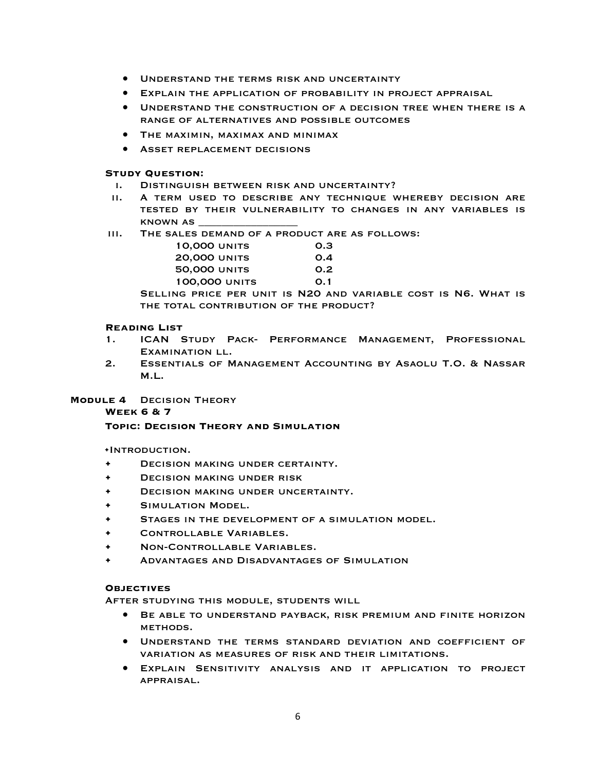- Understand the terms risk and uncertainty
- Explain the application of probability in project appraisal
- Understand the construction of a decision tree when there is a range of alternatives and possible outcomes
- The maximin, maximax and minimax
- Asset replacement decisions

**Study Question:**

i. Distinguish between risk and uncertainty?

ii. A term used to describe any technique whereby decision are tested by their vulnerability to changes in any variables is known as _______________

iii. The sales demand of a product are as follows:

| | |
|---|---|
| 10,000 units | 0.3 |
| 20,000 units | 0.4 |
| 50,000 units | 0.2 |
| 100,000 units | 0.1 |

Selling price per unit is N20 and variable cost is N6. What is the total contribution of the product?

**Reading List**

1. ICAN Study Pack- Performance Management, Professional Examination ll.
2. Essentials of Management Accounting by Asaolu T.O. & Nassar M.L.

## Module 4 Decision Theory

**Week 6 & 7**

**Topic: Decision Theory and Simulation**

- Introduction.
- Decision making under certainty.
- Decision making under risk
- Decision making under uncertainty.
- Simulation Model.
- Stages in the development of a simulation model.
- Controllable Variables.
- Non-Controllable Variables.
- Advantages and Disadvantages of Simulation

**Objectives**

After studying this module, students will

- Be able to understand payback, risk premium and finite horizon methods.
- Understand the terms standard deviation and coefficient of variation as measures of risk and their limitations.
- Explain Sensitivity analysis and it application to project appraisal.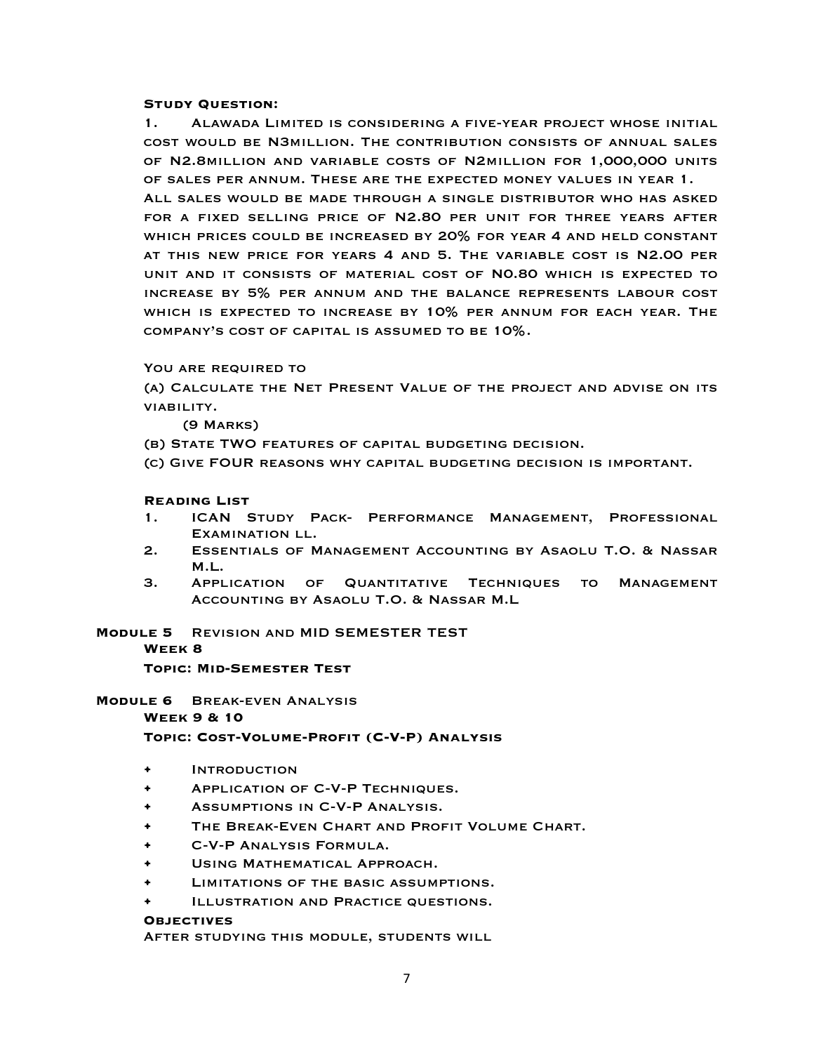**Study Question:**

1. Alawada Limited is considering a five-year project whose initial cost would be N3million. The contribution consists of annual sales of N2.8million and variable costs of N2million for 1,000,000 units of sales per annum. These are the expected money values in year 1.
All sales would be made through a single distributor who has asked for a fixed selling price of N2.80 per unit for three years after which prices could be increased by 20% for year 4 and held constant at this new price for years 4 and 5. The variable cost is N2.00 per unit and it consists of material cost of N0.80 which is expected to increase by 5% per annum and the balance represents labour cost which is expected to increase by 10% per annum for each year. The company's cost of capital is assumed to be 10%.

You are required to

(a) Calculate the Net Present Value of the project and advise on its viability.
(9 Marks)

(b) State TWO features of capital budgeting decision.

(c) Give FOUR reasons why capital budgeting decision is important.

**Reading List**

1. ICAN Study Pack- Performance Management, Professional Examination ll.
2. Essentials of Management Accounting by Asaolu T.O. & Nassar M.L.
3. Application of Quantitative Techniques to Management Accounting by Asaolu T.O. & Nassar M.L

**Module 5** Revision and MID SEMESTER TEST

**Week 8**

**Topic: Mid-Semester Test**

**Module 6** Break-even Analysis

**Week 9 & 10**

**Topic: Cost-Volume-Profit (C-V-P) Analysis**

- Introduction
- Application of C-V-P Techniques.
- Assumptions in C-V-P Analysis.
- The Break-Even Chart and Profit Volume Chart.
- C-V-P Analysis Formula.
- Using Mathematical Approach.
- Limitations of the basic assumptions.
- Illustration and Practice questions.

**Objectives**

After studying this module, students will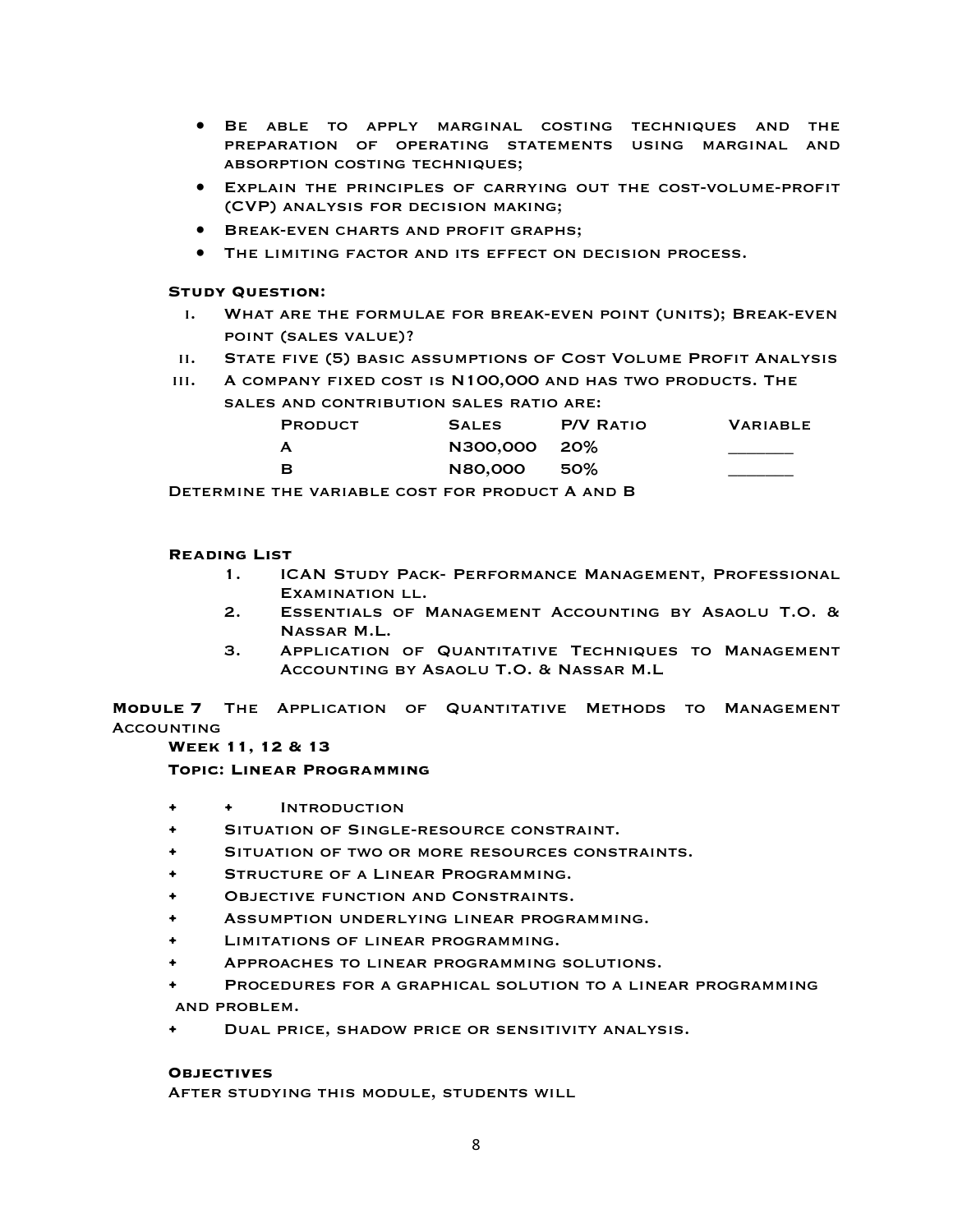- Be able to apply marginal costing techniques and the preparation of operating statements using marginal and absorption costing techniques;
- Explain the principles of carrying out the cost-volume-profit (CVP) analysis for decision making;
- Break-even charts and profit graphs;
- The limiting factor and its effect on decision process.

**Study Question:**

i. What are the formulae for break-even point (units); Break-even point (sales value)?
ii. State five (5) basic assumptions of Cost Volume Profit Analysis
iii. A company fixed cost is N100,000 and has two products. The sales and contribution sales ratio are:

| Product | Sales | P/V Ratio | Variable |
|---|---|---|---|
| A | N300,000 | 20% | ______ |
| B | N80,000 | 50% | ______ |

Determine the variable cost for product A and B

**Reading List**

1. ICAN Study Pack- Performance Management, Professional Examination ll.
2. Essentials of Management Accounting by Asaolu T.O. & Nassar M.L.
3. Application of Quantitative Techniques to Management Accounting by Asaolu T.O. & Nassar M.L

**Module 7** The Application of Quantitative Methods to Management Accounting

**Week 11, 12 & 13**

**Topic: Linear Programming**

- Introduction
- Situation of Single-resource constraint.
- Situation of two or more resources constraints.
- Structure of a Linear Programming.
- Objective function and Constraints.
- Assumption underlying linear programming.
- Limitations of linear programming.
- Approaches to linear programming solutions.
- Procedures for a graphical solution to a linear programming and problem.
- Dual price, shadow price or sensitivity analysis.

**Objectives**

After studying this module, students will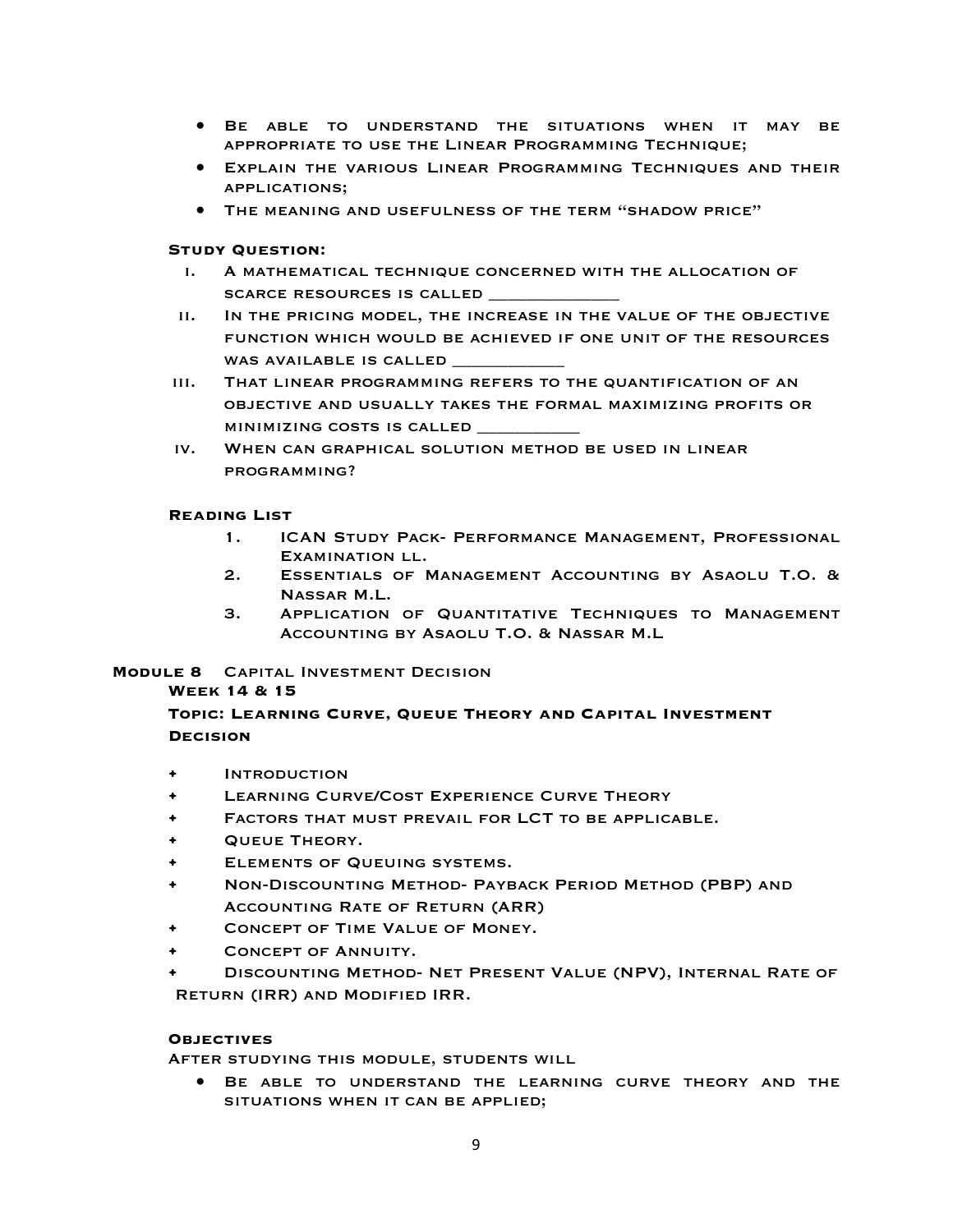- Be able to understand the situations when it may be appropriate to use the Linear Programming Technique;
- Explain the various Linear Programming Techniques and their applications;
- The meaning and usefulness of the term "shadow price"

**Study Question:**

i. A mathematical technique concerned with the allocation of scarce resources is called _____________
ii. In the pricing model, the increase in the value of the objective function which would be achieved if one unit of the resources was available is called ___________
iii. That linear programming refers to the quantification of an objective and usually takes the formal maximizing profits or minimizing costs is called __________
iv. When can graphical solution method be used in linear programming?

**Reading List**

1. ICAN Study Pack- Performance Management, Professional Examination ll.
2. Essentials of Management Accounting by Asaolu T.O. & Nassar M.L.
3. Application of Quantitative Techniques to Management Accounting by Asaolu T.O. & Nassar M.L

## Module 8 Capital Investment Decision

**Week 14 & 15**

**Topic: Learning Curve, Queue Theory and Capital Investment Decision**

- Introduction
- Learning Curve/Cost Experience Curve Theory
- Factors that must prevail for LCT to be applicable.
- Queue Theory.
- Elements of Queuing systems.
- Non-Discounting Method- Payback Period Method (PBP) and Accounting Rate of Return (ARR)
- Concept of Time Value of Money.
- Concept of Annuity.
- Discounting Method- Net Present Value (NPV), Internal Rate of Return (IRR) and Modified IRR.

**Objectives**

After studying this module, students will

- Be able to understand the learning curve theory and the situations when it can be applied;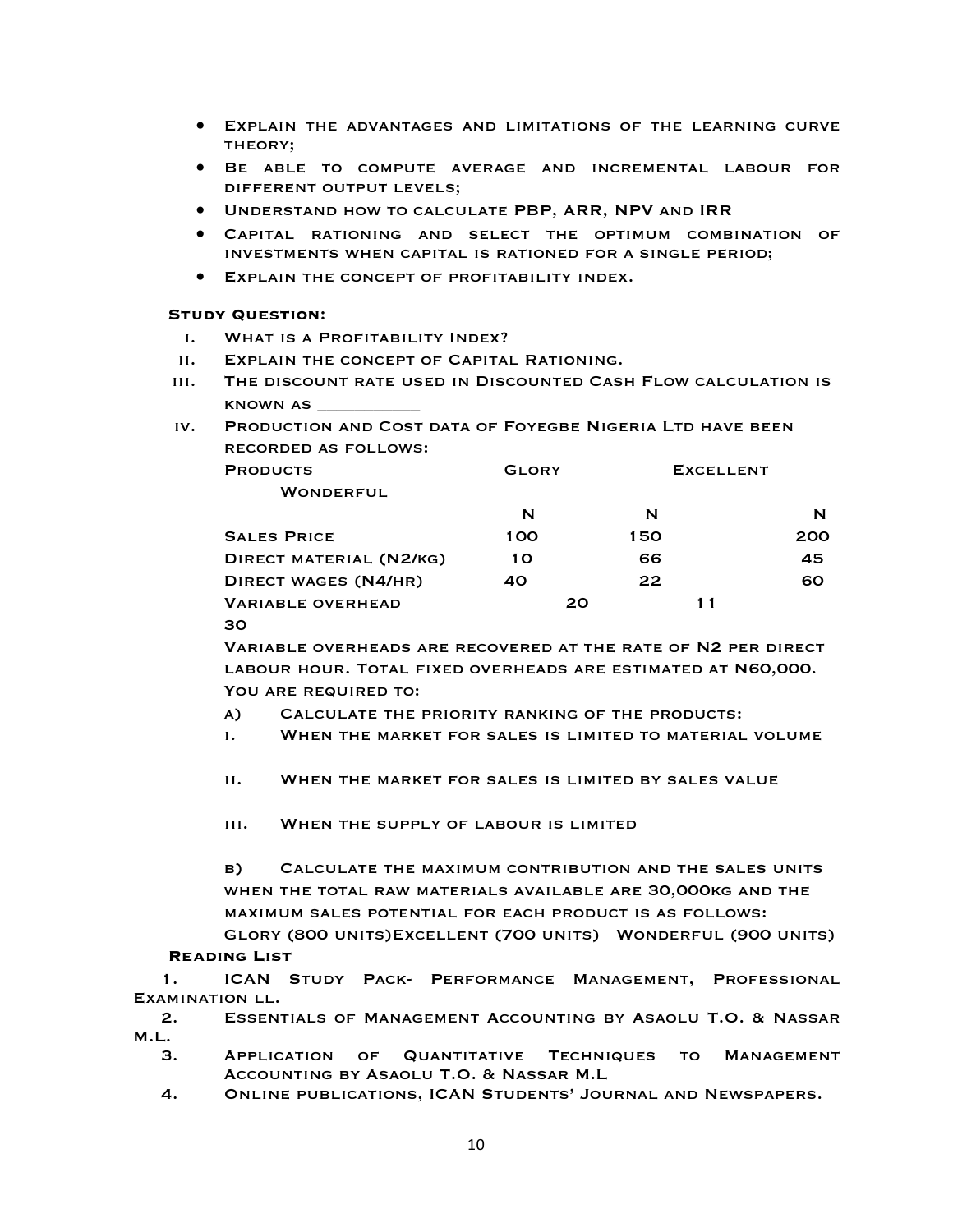- Explain the advantages and limitations of the learning curve theory;
- Be able to compute average and incremental labour for different output levels;
- Understand how to calculate PBP, ARR, NPV and IRR
- Capital rationing and select the optimum combination of investments when capital is rationed for a single period;
- Explain the concept of profitability index.

**Study Question:**

i. What is a Profitability Index?

ii. Explain the concept of Capital Rationing.

iii. The discount rate used in Discounted Cash Flow calculation is known as __________

iv. Production and Cost data of Foyegbe Nigeria Ltd have been recorded as follows:

| Products | Glory | Excellent | Wonderful |
|---|---|---|---|
| | N | N | N |
| Sales Price | 100 | 150 | 200 |
| Direct material (N2/kg) | 10 | 66 | 45 |
| Direct wages (N4/hr) | 40 | 22 | 60 |
| Variable overhead | 20 | 11 | 30 |

Variable overheads are recovered at the rate of N2 per direct labour hour. Total fixed overheads are estimated at N60,000. You are required to:

a) Calculate the priority ranking of the products:

i. When the market for sales is limited to material volume

ii. When the market for sales is limited by sales value

iii. When the supply of labour is limited

b) Calculate the maximum contribution and the sales units when the total raw materials available are 30,000kg and the maximum sales potential for each product is as follows:
Glory (800 units) Excellent (700 units) Wonderful (900 units)

**Reading List**

1. ICAN Study Pack- Performance Management, Professional Examination ll.
2. Essentials of Management Accounting by Asaolu T.O. & Nassar M.L.
3. Application of Quantitative Techniques to Management Accounting by Asaolu T.O. & Nassar M.L
4. Online publications, ICAN Students' Journal and Newspapers.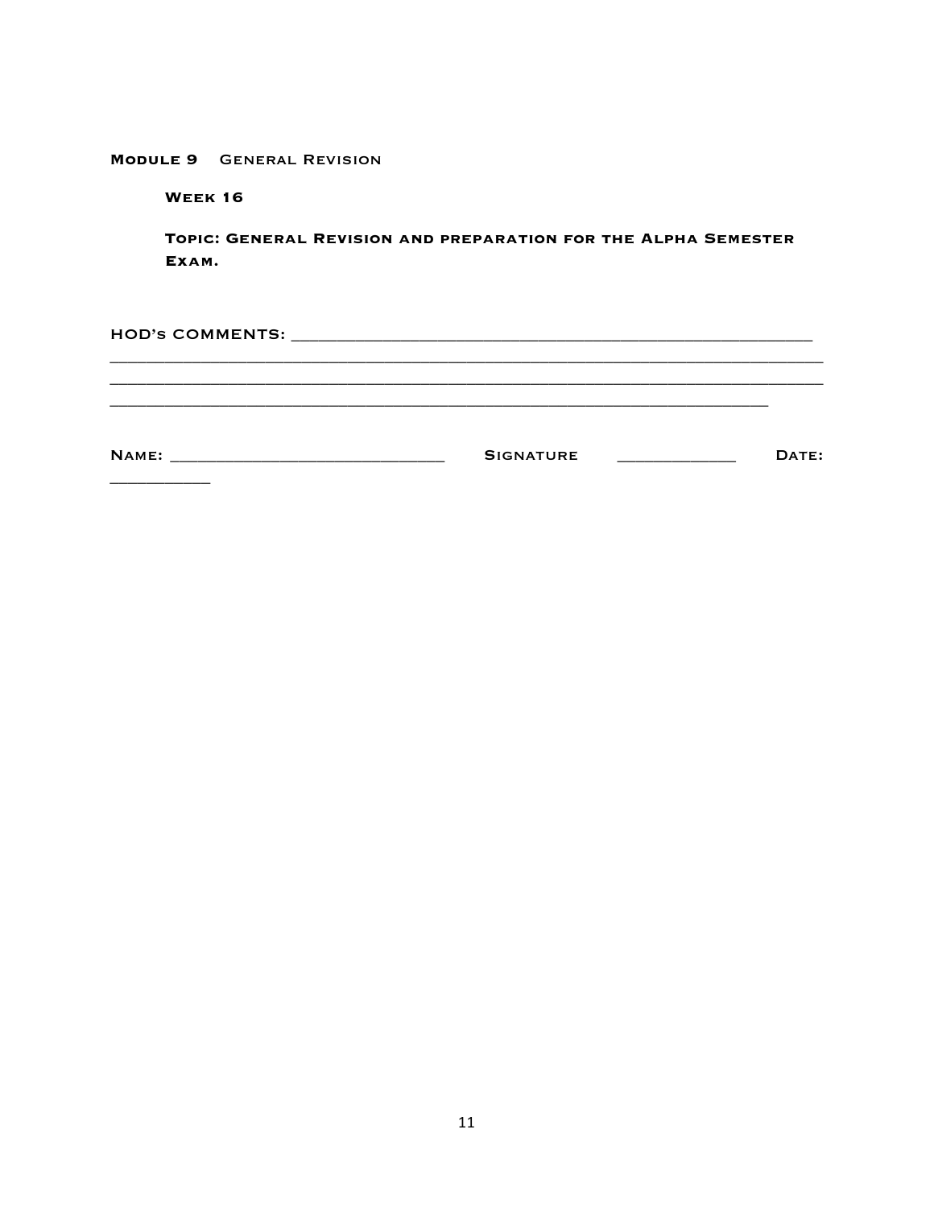**Module 9** General Revision

**Week 16**

**Topic: General Revision and preparation for the Alpha Semester Exam.**

HOD's COMMENTS: ____________________________________________________________
______________________________________________________________________________
______________________________________________________________________________
________________________________________________________________________

Name: _______________________________ Signature _____________ Date: ___________